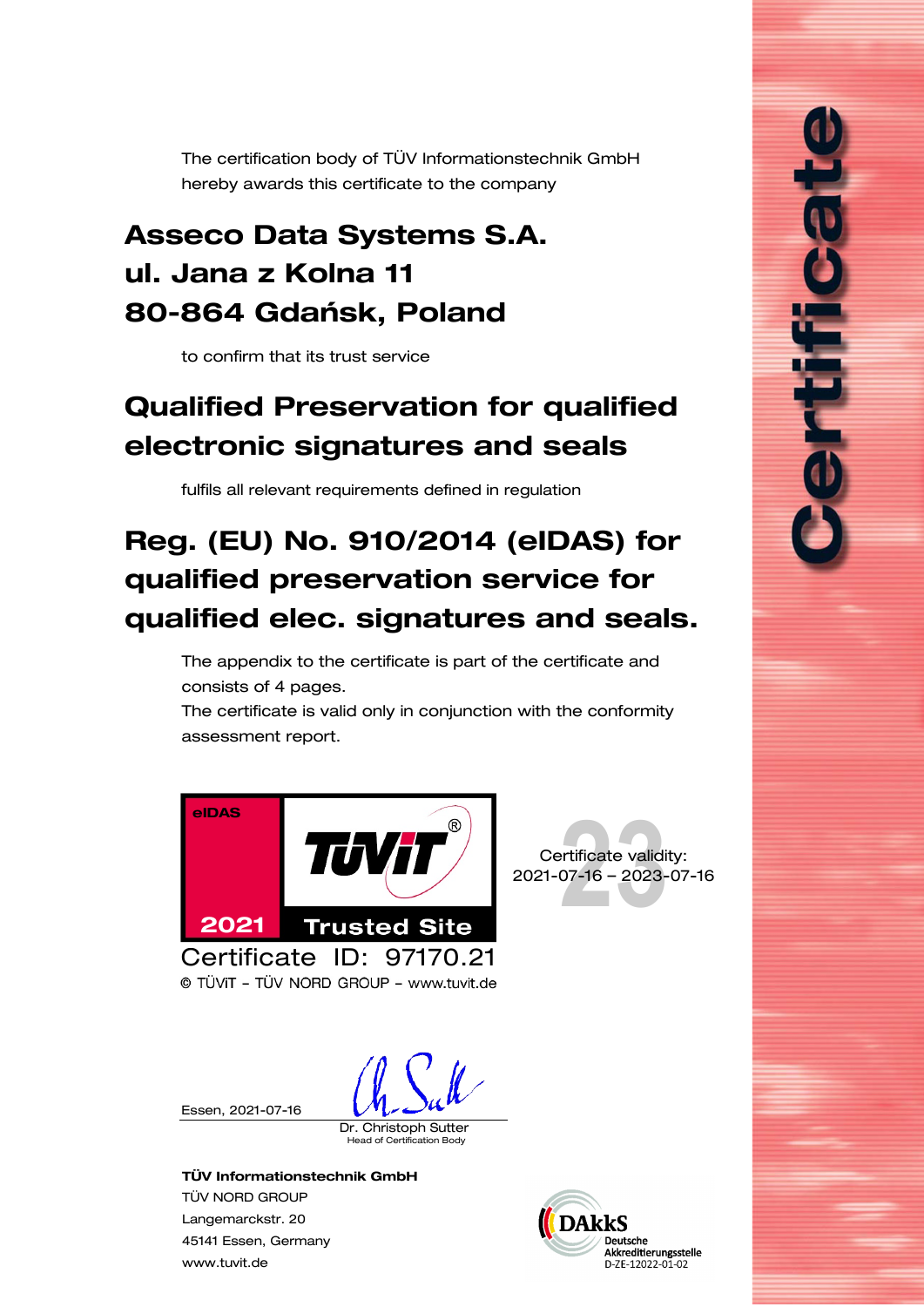# Certificate

The certification body of TÜV Informationstechnik GmbH hereby awards this certificate to the company

## Asseco Data Systems S.A.
## ul. Jana z Kolna 11
## 80-864 Gdańsk, Poland

to confirm that its trust service

## Qualified Preservation for qualified electronic signatures and seals

fulfils all relevant requirements defined in regulation

## Reg. (EU) No. 910/2014 (eIDAS) for qualified preservation service for qualified elec. signatures and seals.

The appendix to the certificate is part of the certificate and consists of 4 pages.
The certificate is valid only in conjunction with the conformity assessment report.

eIDAS
TÜViT®
2021 Trusted Site

Certificate ID: 97170.21
© TÜViT – TÜV NORD GROUP – www.tuvit.de

Certificate validity:
2021-07-16 – 2023-07-16

Essen, 2021-07-16

Dr. Christoph Sutter
Head of Certification Body

**TÜV Informationstechnik GmbH**
TÜV NORD GROUP
Langemarckstr. 20
45141 Essen, Germany
www.tuvit.de

DAkkS
Deutsche Akkreditierungsstelle
D-ZE-12022-01-02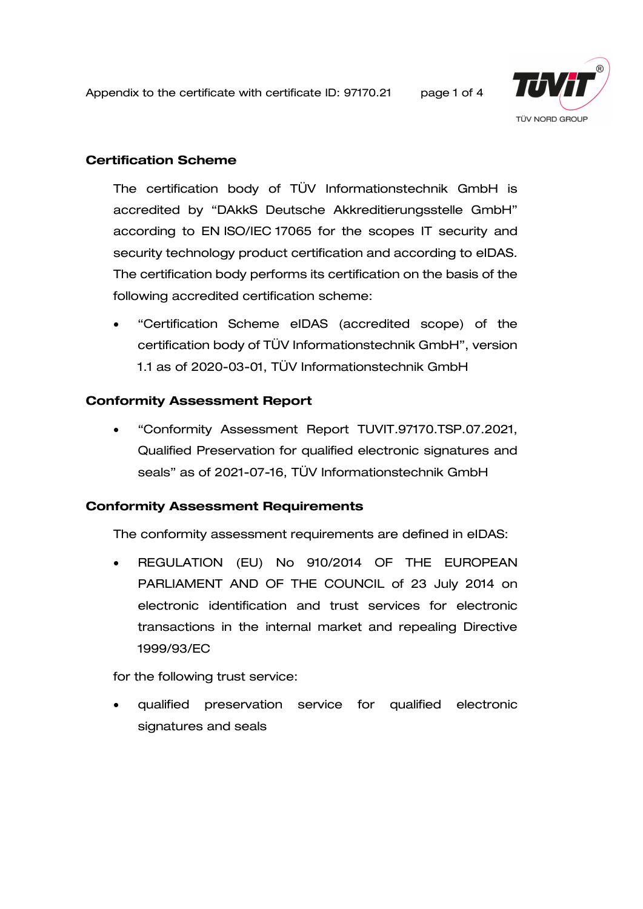## Certification Scheme

The certification body of TÜV Informationstechnik GmbH is accredited by “DAkkS Deutsche Akkreditierungsstelle GmbH” according to EN ISO/IEC 17065 for the scopes IT security and security technology product certification and according to eIDAS. The certification body performs its certification on the basis of the following accredited certification scheme:

- “Certification Scheme eIDAS (accredited scope) of the certification body of TÜV Informationstechnik GmbH”, version 1.1 as of 2020-03-01, TÜV Informationstechnik GmbH

## Conformity Assessment Report

- “Conformity Assessment Report TUVIT.97170.TSP.07.2021, Qualified Preservation for qualified electronic signatures and seals” as of 2021-07-16, TÜV Informationstechnik GmbH

## Conformity Assessment Requirements

The conformity assessment requirements are defined in eIDAS:

- REGULATION (EU) No 910/2014 OF THE EUROPEAN PARLIAMENT AND OF THE COUNCIL of 23 July 2014 on electronic identification and trust services for electronic transactions in the internal market and repealing Directive 1999/93/EC

for the following trust service:

- qualified preservation service for qualified electronic signatures and seals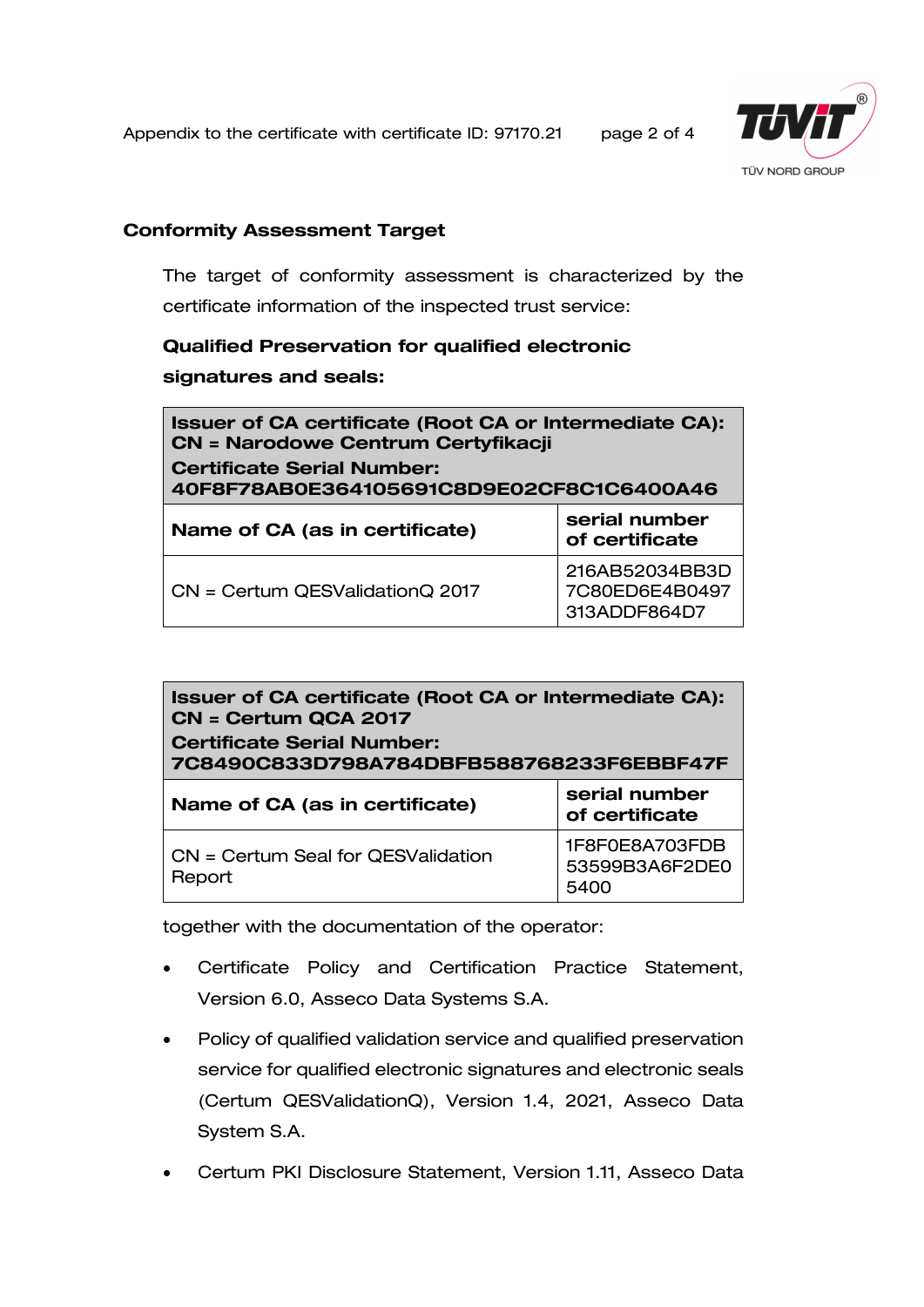## Conformity Assessment Target

The target of conformity assessment is characterized by the certificate information of the inspected trust service:

**Qualified Preservation for qualified electronic signatures and seals:**

| **Issuer of CA certificate (Root CA or Intermediate CA): CN = Narodowe Centrum Certyfikacji Certificate Serial Number: 40F8F78AB0E364105691C8D9E02CF8C1C6400A46** | |
|---|---|
| **Name of CA (as in certificate)** | **serial number of certificate** |
| CN = Certum QESValidationQ 2017 | 216AB52034BB3D7C80ED6E4B0497313ADDF864D7 |

| **Issuer of CA certificate (Root CA or Intermediate CA): CN = Certum QCA 2017 Certificate Serial Number: 7C8490C833D798A784DBFB588768233F6EBBF47F** | |
|---|---|
| **Name of CA (as in certificate)** | **serial number of certificate** |
| CN = Certum Seal for QESValidation Report | 1F8F0E8A703FDB53599B3A6F2DE05400 |

together with the documentation of the operator:

- Certificate Policy and Certification Practice Statement, Version 6.0, Asseco Data Systems S.A.
- Policy of qualified validation service and qualified preservation service for qualified electronic signatures and electronic seals (Certum QESValidationQ), Version 1.4, 2021, Asseco Data System S.A.
- Certum PKI Disclosure Statement, Version 1.11, Asseco Data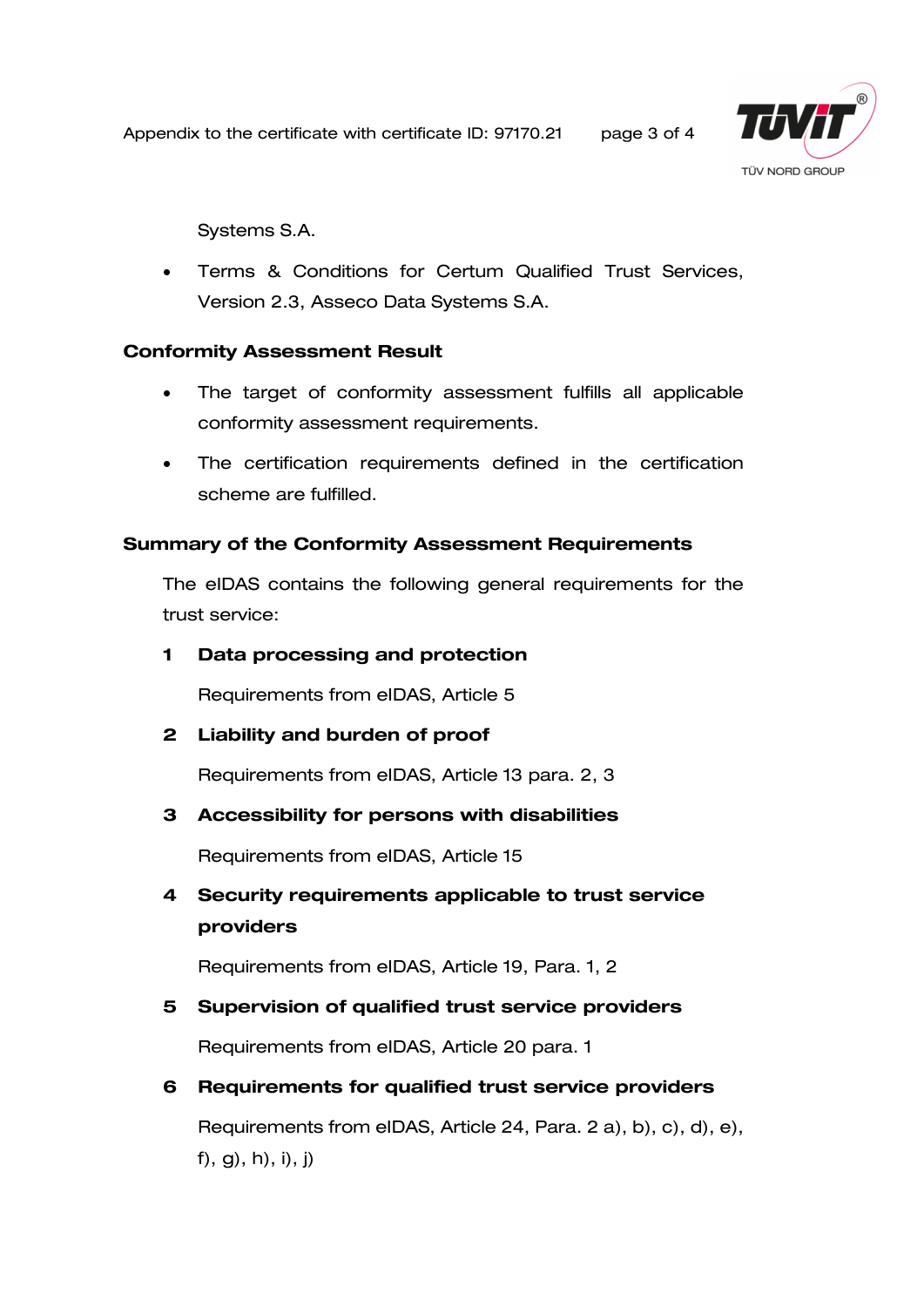Systems S.A.

- Terms & Conditions for Certum Qualified Trust Services, Version 2.3, Asseco Data Systems S.A.

## Conformity Assessment Result

- The target of conformity assessment fulfills all applicable conformity assessment requirements.
- The certification requirements defined in the certification scheme are fulfilled.

## Summary of the Conformity Assessment Requirements

The eIDAS contains the following general requirements for the trust service:

**1 Data processing and protection**

Requirements from eIDAS, Article 5

**2 Liability and burden of proof**

Requirements from eIDAS, Article 13 para. 2, 3

**3 Accessibility for persons with disabilities**

Requirements from eIDAS, Article 15

**4 Security requirements applicable to trust service providers**

Requirements from eIDAS, Article 19, Para. 1, 2

**5 Supervision of qualified trust service providers**

Requirements from eIDAS, Article 20 para. 1

**6 Requirements for qualified trust service providers**

Requirements from eIDAS, Article 24, Para. 2 a), b), c), d), e), f), g), h), i), j)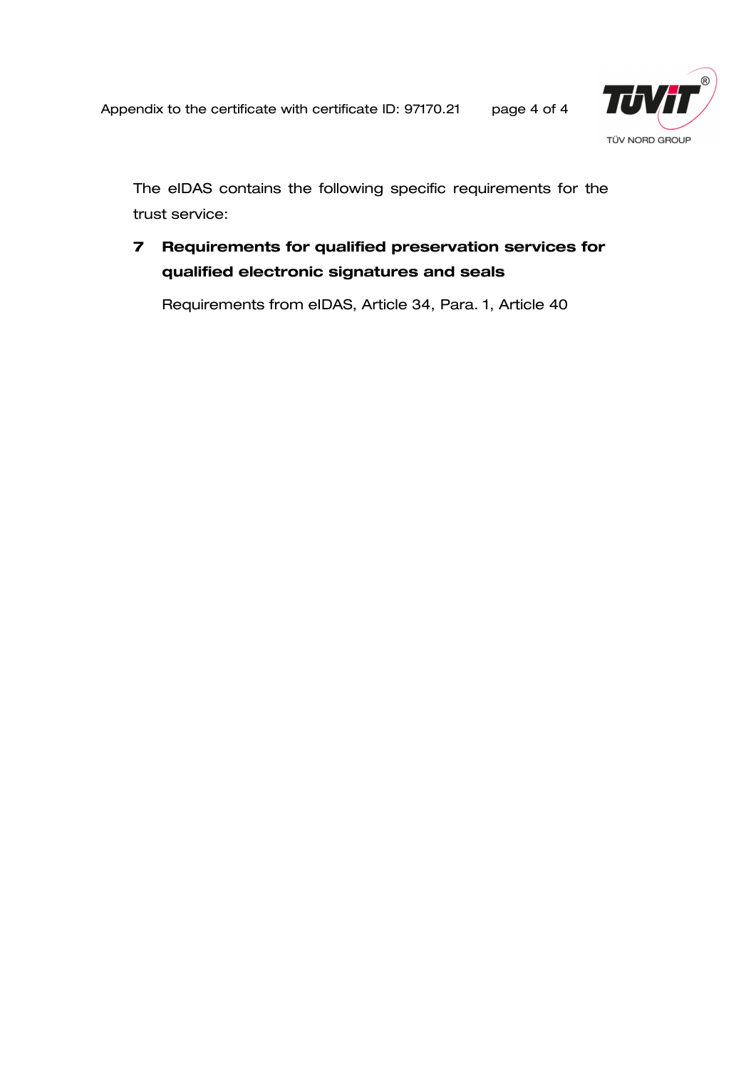The eIDAS contains the following specific requirements for the trust service:

## 7 Requirements for qualified preservation services for qualified electronic signatures and seals

Requirements from eIDAS, Article 34, Para. 1, Article 40